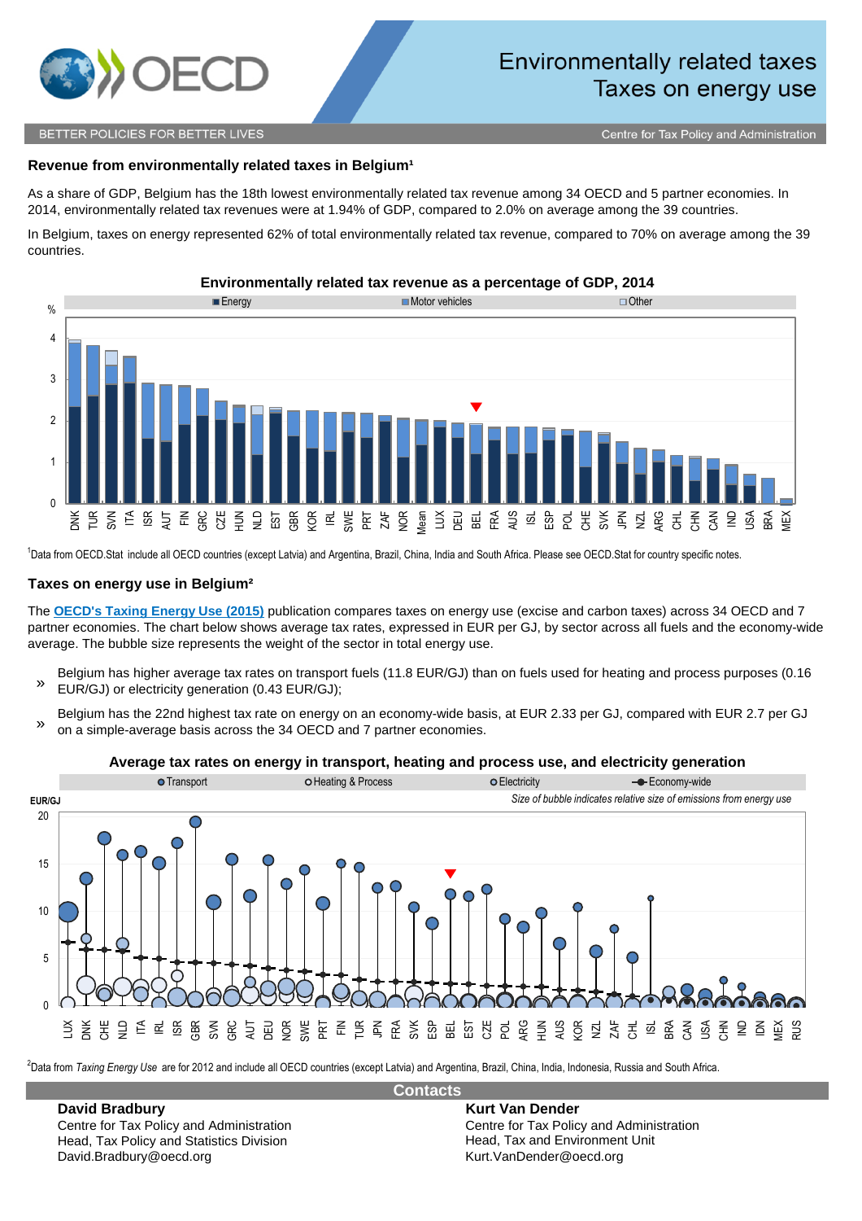# Environmentally related taxes
## Taxes on energy use

BETTER POLICIES FOR BETTER LIVES

Centre for Tax Policy and Administration

### Revenue from environmentally related taxes in Belgium[1]

As a share of GDP, Belgium has the 18th lowest environmentally related tax revenue among 34 OECD and 5 partner economies. In 2014, environmentally related tax revenues were at 1.94% of GDP, compared to 2.0% on average among the 39 countries.

In Belgium, taxes on energy represented 62% of total environmentally related tax revenue, compared to 70% on average among the 39 countries.

**Environmentally related tax revenue as a percentage of GDP, 2014**

[1]Data from OECD.Stat include all OECD countries (except Latvia) and Argentina, Brazil, China, India and South Africa. Please see OECD.Stat for country specific notes.

### Taxes on energy use in Belgium[2]

The **OECD's Taxing Energy Use (2015)** publication compares taxes on energy use (excise and carbon taxes) across 34 OECD and 7 partner economies. The chart below shows average tax rates, expressed in EUR per GJ, by sector across all fuels and the economy-wide average. The bubble size represents the weight of the sector in total energy use.

- » Belgium has higher average tax rates on transport fuels (11.8 EUR/GJ) than on fuels used for heating and process purposes (0.16 EUR/GJ) or electricity generation (0.43 EUR/GJ);
- » Belgium has the 22nd highest tax rate on energy on an economy-wide basis, at EUR 2.33 per GJ, compared with EUR 2.7 per GJ on a simple-average basis across the 34 OECD and 7 partner economies.

**Average tax rates on energy in transport, heating and process use, and electricity generation**

[2]Data from *Taxing Energy Use* are for 2012 and include all OECD countries (except Latvia) and Argentina, Brazil, China, India, Indonesia, Russia and South Africa.

## Contacts

**David Bradbury**
Centre for Tax Policy and Administration
Head, Tax Policy and Statistics Division
David.Bradbury@oecd.org

**Kurt Van Dender**
Centre for Tax Policy and Administration
Head, Tax and Environment Unit
Kurt.VanDender@oecd.org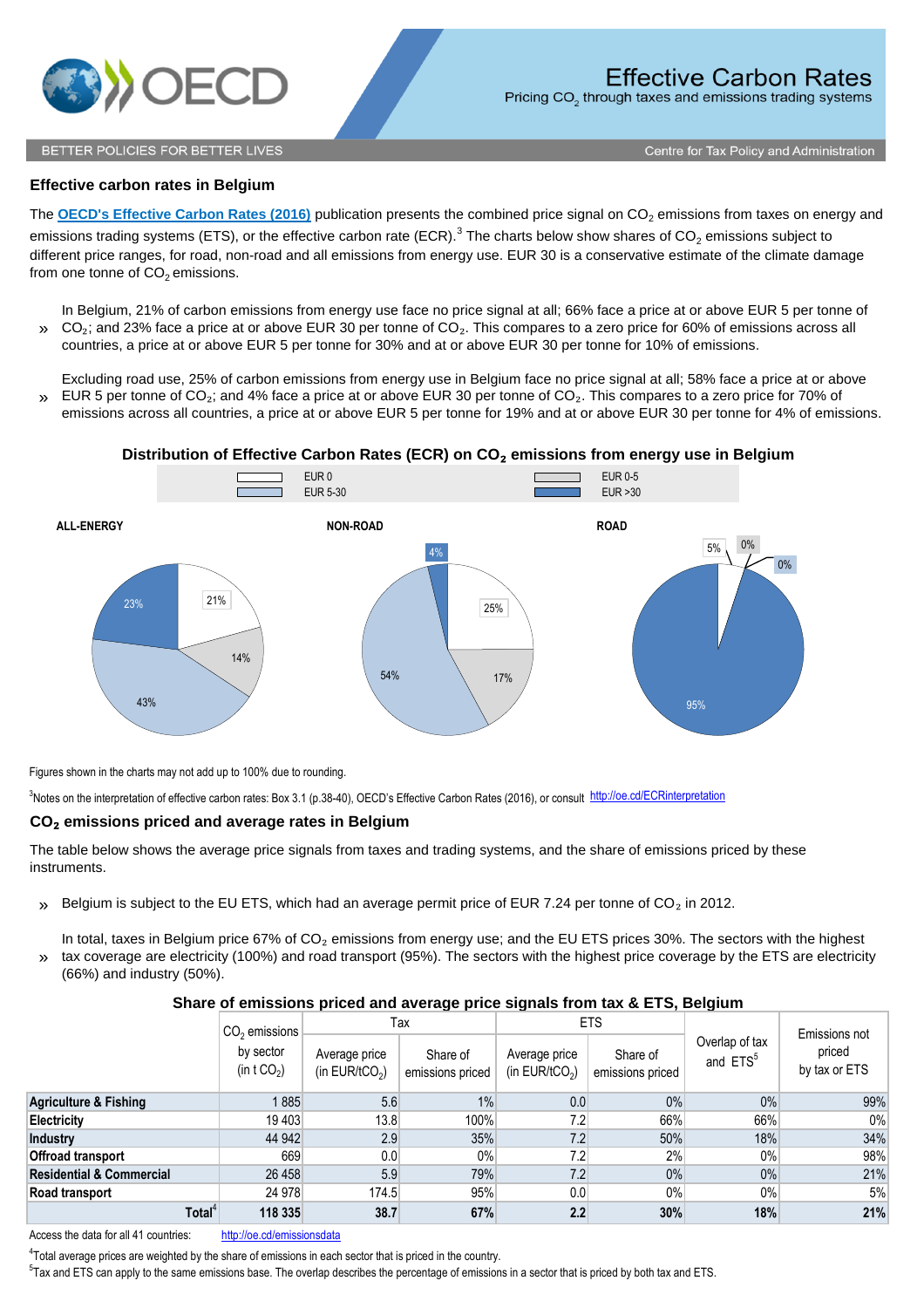Effective Carbon Rates

Pricing $CO_2$ through taxes and emissions trading systems

BETTER POLICIES FOR BETTER LIVES

Centre for Tax Policy and Administration

### Effective carbon rates in Belgium

The OECD's Effective Carbon Rates (2016) publication presents the combined price signal on $CO_2$ emissions from taxes on energy and emissions trading systems (ETS), or the effective carbon rate (ECR).[3] The charts below show shares of $CO_2$ emissions subject to different price ranges, for road, non-road and all emissions from energy use. EUR 30 is a conservative estimate of the climate damage from one tonne of $CO_2$ emissions.

- In Belgium, 21% of carbon emissions from energy use face no price signal at all; 66% face a price at or above EUR 5 per tonne of $CO_2$; and 23% face a price at or above EUR 30 per tonne of $CO_2$. This compares to a zero price for 60% of emissions across all countries, a price at or above EUR 5 per tonne for 30% and at or above EUR 30 per tonne for 10% of emissions.
- Excluding road use, 25% of carbon emissions from energy use in Belgium face no price signal at all; 58% face a price at or above EUR 5 per tonne of $CO_2$; and 4% face a price at or above EUR 30 per tonne of $CO_2$. This compares to a zero price for 70% of emissions across all countries, a price at or above EUR 5 per tonne for 19% and at or above EUR 30 per tonne for 4% of emissions.

**Distribution of Effective Carbon Rates (ECR) on $CO_2$ emissions from energy use in Belgium**

EUR 0
EUR 0-5
EUR 5-30
EUR >30

ALL-ENERGY
21%
14%
43%
23%

NON-ROAD
4%
25%
17%
54%

ROAD
5%
0%
0%
95%

Figures shown in the charts may not add up to 100% due to rounding.

[3]Notes on the interpretation of effective carbon rates: Box 3.1 (p.38-40), OECD's Effective Carbon Rates (2016), or consult http://oe.cd/ECRinterpretation

### $CO_2$ emissions priced and average rates in Belgium

The table below shows the average price signals from taxes and trading systems, and the share of emissions priced by these instruments.

- Belgium is subject to the EU ETS, which had an average permit price of EUR 7.24 per tonne of $CO_2$ in 2012.
- In total, taxes in Belgium price 67% of $CO_2$ emissions from energy use; and the EU ETS prices 30%. The sectors with the highest tax coverage are electricity (100%) and road transport (95%). The sectors with the highest price coverage by the ETS are electricity (66%) and industry (50%).

**Share of emissions priced and average price signals from tax & ETS, Belgium**

| | $CO_2$ emissions by sector (in t $CO_2$) | Tax | | ETS | | Overlap of tax and ETS[5] | Emissions not priced by tax or ETS |
|---|---|---|---|---|---|---|---|
| | | Average price (in EUR/t$CO_2$) | Share of emissions priced | Average price (in EUR/t$CO_2$) | Share of emissions priced | | |
| **Agriculture & Fishing** | 1 885 | 5.6 | 1% | 0.0 | 0% | 0% | 99% |
| **Electricity** | 19 403 | 13.8 | 100% | 7.2 | 66% | 66% | 0% |
| **Industry** | 44 942 | 2.9 | 35% | 7.2 | 50% | 18% | 34% |
| **Offroad transport** | 669 | 0.0 | 0% | 7.2 | 2% | 0% | 98% |
| **Residential & Commercial** | 26 458 | 5.9 | 79% | 7.2 | 0% | 0% | 21% |
| **Road transport** | 24 978 | 174.5 | 95% | 0.0 | 0% | 0% | 5% |
| **Total[4]** | **118 335** | **38.7** | **67%** | **2.2** | **30%** | **18%** | **21%** |

Access the data for all 41 countries: http://oe.cd/emissionsdata

[4]Total average prices are weighted by the share of emissions in each sector that is priced in the country.

[5]Tax and ETS can apply to the same emissions base. The overlap describes the percentage of emissions in a sector that is priced by both tax and ETS.